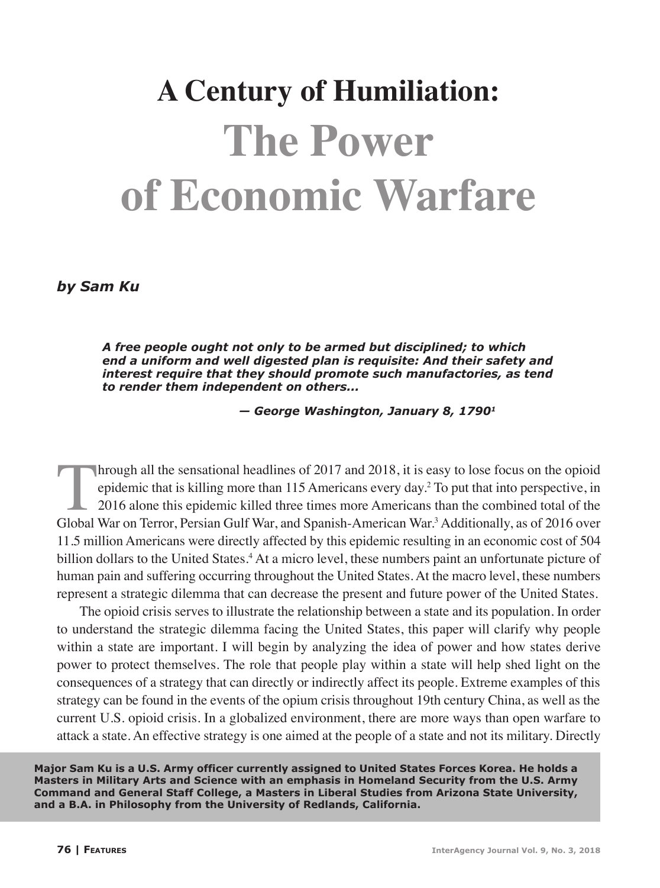# A Century of Humiliation: The Power of Economic Warfare

***by Sam Ku***

> ***A free people ought not only to be armed but disciplined; to which end a uniform and well digested plan is requisite: And their safety and interest require that they should promote such manufactories, as tend to render them independent on others...***
>
> ***— George Washington, January 8, 1790[1]***

Through all the sensational headlines of 2017 and 2018, it is easy to lose focus on the opioid epidemic that is killing more than 115 Americans every day.[2] To put that into perspective, in 2016 alone this epidemic killed three times more Americans than the combined total of the Global War on Terror, Persian Gulf War, and Spanish-American War.[3] Additionally, as of 2016 over 11.5 million Americans were directly affected by this epidemic resulting in an economic cost of 504 billion dollars to the United States.[4] At a micro level, these numbers paint an unfortunate picture of human pain and suffering occurring throughout the United States. At the macro level, these numbers represent a strategic dilemma that can decrease the present and future power of the United States.

The opioid crisis serves to illustrate the relationship between a state and its population. In order to understand the strategic dilemma facing the United States, this paper will clarify why people within a state are important. I will begin by analyzing the idea of power and how states derive power to protect themselves. The role that people play within a state will help shed light on the consequences of a strategy that can directly or indirectly affect its people. Extreme examples of this strategy can be found in the events of the opium crisis throughout 19th century China, as well as the current U.S. opioid crisis. In a globalized environment, there are more ways than open warfare to attack a state. An effective strategy is one aimed at the people of a state and not its military. Directly

**Major Sam Ku is a U.S. Army officer currently assigned to United States Forces Korea. He holds a Masters in Military Arts and Science with an emphasis in Homeland Security from the U.S. Army Command and General Staff College, a Masters in Liberal Studies from Arizona State University, and a B.A. in Philosophy from the University of Redlands, California.**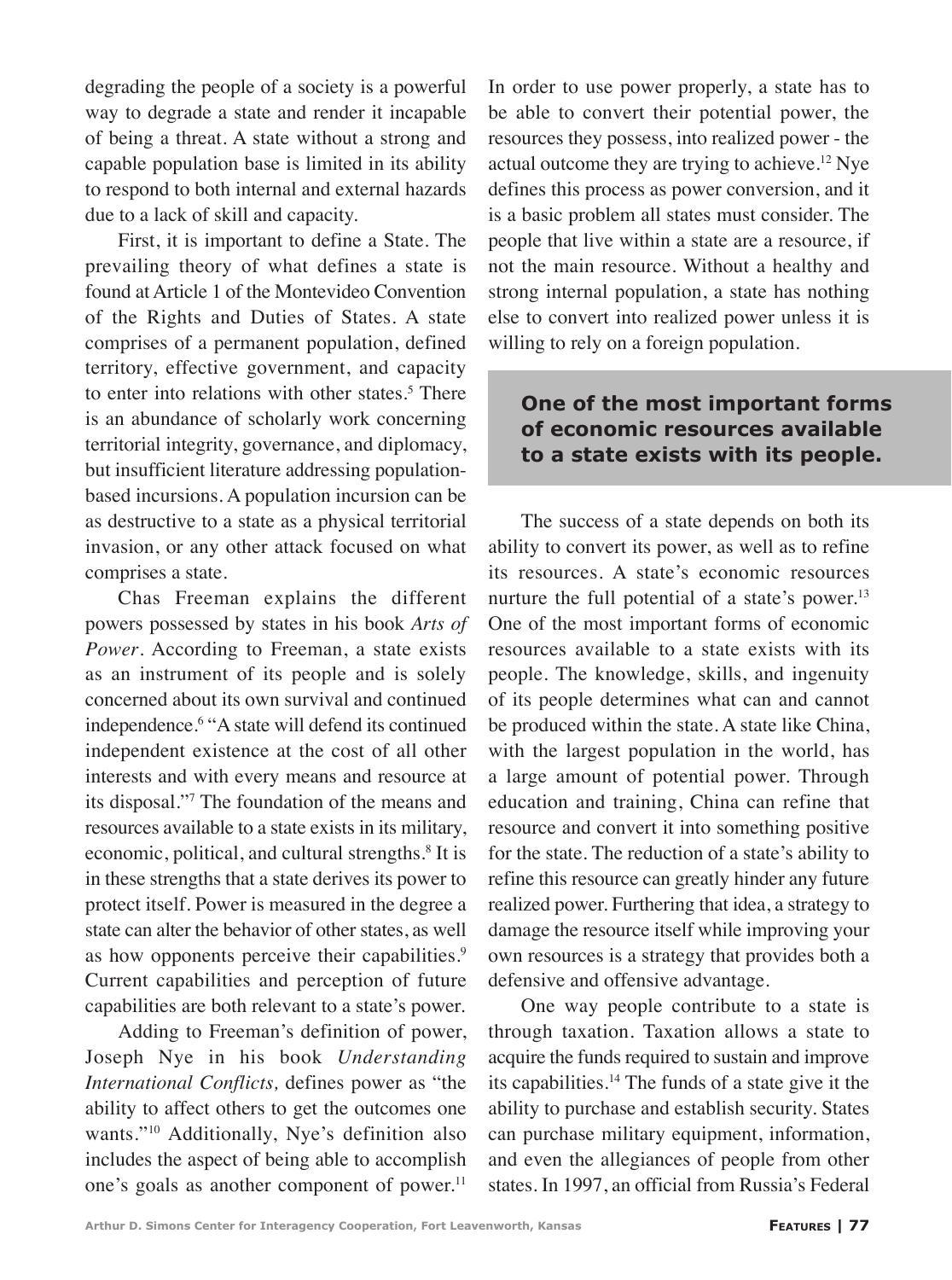degrading the people of a society is a powerful way to degrade a state and render it incapable of being a threat. A state without a strong and capable population base is limited in its ability to respond to both internal and external hazards due to a lack of skill and capacity.

First, it is important to define a State. The prevailing theory of what defines a state is found at Article 1 of the Montevideo Convention of the Rights and Duties of States. A state comprises of a permanent population, defined territory, effective government, and capacity to enter into relations with other states.[5] There is an abundance of scholarly work concerning territorial integrity, governance, and diplomacy, but insufficient literature addressing population-based incursions. A population incursion can be as destructive to a state as a physical territorial invasion, or any other attack focused on what comprises a state.

Chas Freeman explains the different powers possessed by states in his book *Arts of Power*. According to Freeman, a state exists as an instrument of its people and is solely concerned about its own survival and continued independence.[6] "A state will defend its continued independent existence at the cost of all other interests and with every means and resource at its disposal."[7] The foundation of the means and resources available to a state exists in its military, economic, political, and cultural strengths.[8] It is in these strengths that a state derives its power to protect itself. Power is measured in the degree a state can alter the behavior of other states, as well as how opponents perceive their capabilities.[9] Current capabilities and perception of future capabilities are both relevant to a state's power.

Adding to Freeman's definition of power, Joseph Nye in his book *Understanding International Conflicts,* defines power as "the ability to affect others to get the outcomes one wants."[10] Additionally, Nye's definition also includes the aspect of being able to accomplish one's goals as another component of power.[11] In order to use power properly, a state has to be able to convert their potential power, the resources they possess, into realized power - the actual outcome they are trying to achieve.[12] Nye defines this process as power conversion, and it is a basic problem all states must consider. The people that live within a state are a resource, if not the main resource. Without a healthy and strong internal population, a state has nothing else to convert into realized power unless it is willing to rely on a foreign population.

**One of the most important forms of economic resources available to a state exists with its people.**

The success of a state depends on both its ability to convert its power, as well as to refine its resources. A state's economic resources nurture the full potential of a state's power.[13] One of the most important forms of economic resources available to a state exists with its people. The knowledge, skills, and ingenuity of its people determines what can and cannot be produced within the state. A state like China, with the largest population in the world, has a large amount of potential power. Through education and training, China can refine that resource and convert it into something positive for the state. The reduction of a state's ability to refine this resource can greatly hinder any future realized power. Furthering that idea, a strategy to damage the resource itself while improving your own resources is a strategy that provides both a defensive and offensive advantage.

One way people contribute to a state is through taxation. Taxation allows a state to acquire the funds required to sustain and improve its capabilities.[14] The funds of a state give it the ability to purchase and establish security. States can purchase military equipment, information, and even the allegiances of people from other states. In 1997, an official from Russia's Federal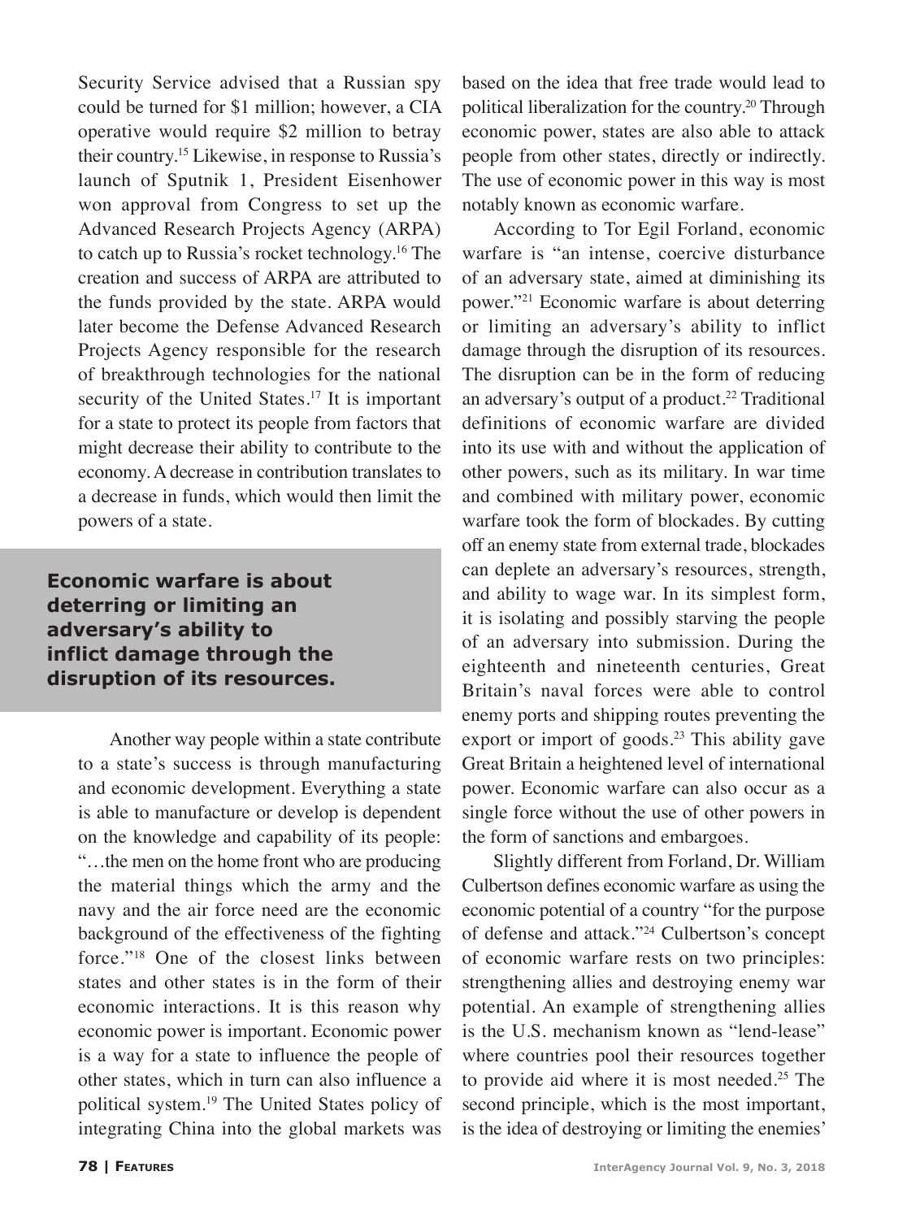Security Service advised that a Russian spy could be turned for $1 million; however, a CIA operative would require $2 million to betray their country.[15] Likewise, in response to Russia's launch of Sputnik 1, President Eisenhower won approval from Congress to set up the Advanced Research Projects Agency (ARPA) to catch up to Russia's rocket technology.[16] The creation and success of ARPA are attributed to the funds provided by the state. ARPA would later become the Defense Advanced Research Projects Agency responsible for the research of breakthrough technologies for the national security of the United States.[17] It is important for a state to protect its people from factors that might decrease their ability to contribute to the economy. A decrease in contribution translates to a decrease in funds, which would then limit the powers of a state.

> **Economic warfare is about deterring or limiting an adversary's ability to inflict damage through the disruption of its resources.**

Another way people within a state contribute to a state's success is through manufacturing and economic development. Everything a state is able to manufacture or develop is dependent on the knowledge and capability of its people: "…the men on the home front who are producing the material things which the army and the navy and the air force need are the economic background of the effectiveness of the fighting force."[18] One of the closest links between states and other states is in the form of their economic interactions. It is this reason why economic power is important. Economic power is a way for a state to influence the people of other states, which in turn can also influence a political system.[19] The United States policy of integrating China into the global markets was based on the idea that free trade would lead to political liberalization for the country.[20] Through economic power, states are also able to attack people from other states, directly or indirectly. The use of economic power in this way is most notably known as economic warfare.

According to Tor Egil Forland, economic warfare is "an intense, coercive disturbance of an adversary state, aimed at diminishing its power."[21] Economic warfare is about deterring or limiting an adversary's ability to inflict damage through the disruption of its resources. The disruption can be in the form of reducing an adversary's output of a product.[22] Traditional definitions of economic warfare are divided into its use with and without the application of other powers, such as its military. In war time and combined with military power, economic warfare took the form of blockades. By cutting off an enemy state from external trade, blockades can deplete an adversary's resources, strength, and ability to wage war. In its simplest form, it is isolating and possibly starving the people of an adversary into submission. During the eighteenth and nineteenth centuries, Great Britain's naval forces were able to control enemy ports and shipping routes preventing the export or import of goods.[23] This ability gave Great Britain a heightened level of international power. Economic warfare can also occur as a single force without the use of other powers in the form of sanctions and embargoes.

Slightly different from Forland, Dr. William Culbertson defines economic warfare as using the economic potential of a country "for the purpose of defense and attack."[24] Culbertson's concept of economic warfare rests on two principles: strengthening allies and destroying enemy war potential. An example of strengthening allies is the U.S. mechanism known as "lend-lease" where countries pool their resources together to provide aid where it is most needed.[25] The second principle, which is the most important, is the idea of destroying or limiting the enemies'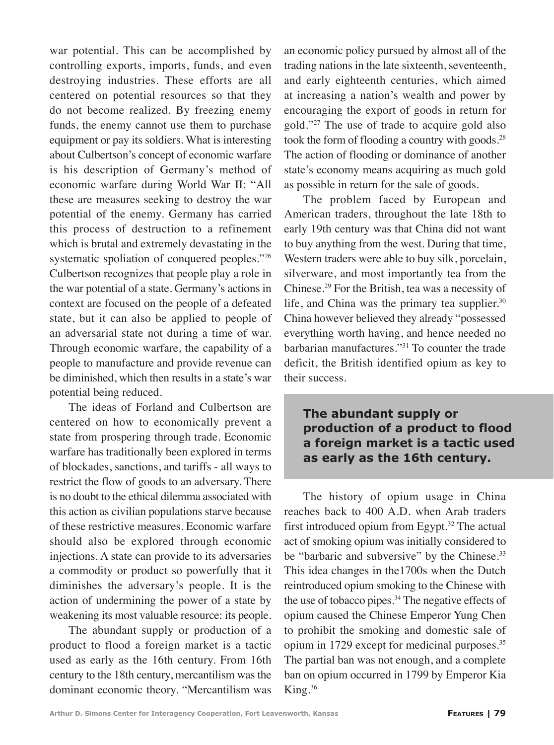war potential. This can be accomplished by controlling exports, imports, funds, and even destroying industries. These efforts are all centered on potential resources so that they do not become realized. By freezing enemy funds, the enemy cannot use them to purchase equipment or pay its soldiers. What is interesting about Culbertson's concept of economic warfare is his description of Germany's method of economic warfare during World War II: "All these are measures seeking to destroy the war potential of the enemy. Germany has carried this process of destruction to a refinement which is brutal and extremely devastating in the systematic spoliation of conquered peoples."[26] Culbertson recognizes that people play a role in the war potential of a state. Germany's actions in context are focused on the people of a defeated state, but it can also be applied to people of an adversarial state not during a time of war. Through economic warfare, the capability of a people to manufacture and provide revenue can be diminished, which then results in a state's war potential being reduced.

The ideas of Forland and Culbertson are centered on how to economically prevent a state from prospering through trade. Economic warfare has traditionally been explored in terms of blockades, sanctions, and tariffs - all ways to restrict the flow of goods to an adversary. There is no doubt to the ethical dilemma associated with this action as civilian populations starve because of these restrictive measures. Economic warfare should also be explored through economic injections. A state can provide to its adversaries a commodity or product so powerfully that it diminishes the adversary's people. It is the action of undermining the power of a state by weakening its most valuable resource: its people.

The abundant supply or production of a product to flood a foreign market is a tactic used as early as the 16th century. From 16th century to the 18th century, mercantilism was the dominant economic theory. "Mercantilism was an economic policy pursued by almost all of the trading nations in the late sixteenth, seventeenth, and early eighteenth centuries, which aimed at increasing a nation's wealth and power by encouraging the export of goods in return for gold."[27] The use of trade to acquire gold also took the form of flooding a country with goods.[28] The action of flooding or dominance of another state's economy means acquiring as much gold as possible in return for the sale of goods.

The problem faced by European and American traders, throughout the late 18th to early 19th century was that China did not want to buy anything from the west. During that time, Western traders were able to buy silk, porcelain, silverware, and most importantly tea from the Chinese.[29] For the British, tea was a necessity of life, and China was the primary tea supplier.[30] China however believed they already "possessed everything worth having, and hence needed no barbarian manufactures."[31] To counter the trade deficit, the British identified opium as key to their success.

> **The abundant supply or production of a product to flood a foreign market is a tactic used as early as the 16th century.**

The history of opium usage in China reaches back to 400 A.D. when Arab traders first introduced opium from Egypt.[32] The actual act of smoking opium was initially considered to be "barbaric and subversive" by the Chinese.[33] This idea changes in the1700s when the Dutch reintroduced opium smoking to the Chinese with the use of tobacco pipes.[34] The negative effects of opium caused the Chinese Emperor Yung Chen to prohibit the smoking and domestic sale of opium in 1729 except for medicinal purposes.[35] The partial ban was not enough, and a complete ban on opium occurred in 1799 by Emperor Kia King.[36]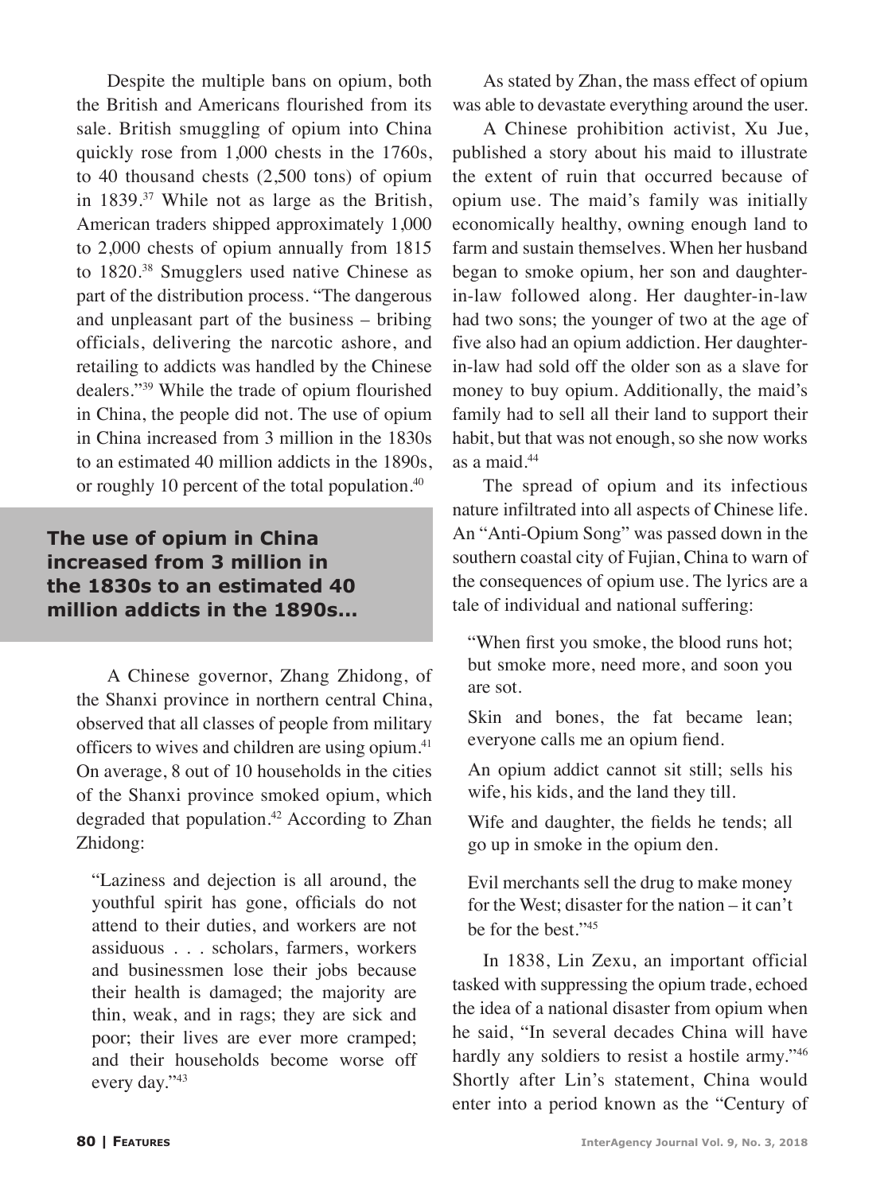Despite the multiple bans on opium, both the British and Americans flourished from its sale. British smuggling of opium into China quickly rose from 1,000 chests in the 1760s, to 40 thousand chests (2,500 tons) of opium in 1839.[37] While not as large as the British, American traders shipped approximately 1,000 to 2,000 chests of opium annually from 1815 to 1820.[38] Smugglers used native Chinese as part of the distribution process. "The dangerous and unpleasant part of the business – bribing officials, delivering the narcotic ashore, and retailing to addicts was handled by the Chinese dealers."[39] While the trade of opium flourished in China, the people did not. The use of opium in China increased from 3 million in the 1830s to an estimated 40 million addicts in the 1890s, or roughly 10 percent of the total population.[40]

**The use of opium in China increased from 3 million in the 1830s to an estimated 40 million addicts in the 1890s...**

A Chinese governor, Zhang Zhidong, of the Shanxi province in northern central China, observed that all classes of people from military officers to wives and children are using opium.[41] On average, 8 out of 10 households in the cities of the Shanxi province smoked opium, which degraded that population.[42] According to Zhan Zhidong:

> "Laziness and dejection is all around, the youthful spirit has gone, officials do not attend to their duties, and workers are not assiduous . . . scholars, farmers, workers and businessmen lose their jobs because their health is damaged; the majority are thin, weak, and in rags; they are sick and poor; their lives are ever more cramped; and their households become worse off every day."[43]

As stated by Zhan, the mass effect of opium was able to devastate everything around the user.

A Chinese prohibition activist, Xu Jue, published a story about his maid to illustrate the extent of ruin that occurred because of opium use. The maid's family was initially economically healthy, owning enough land to farm and sustain themselves. When her husband began to smoke opium, her son and daughter-in-law followed along. Her daughter-in-law had two sons; the younger of two at the age of five also had an opium addiction. Her daughter-in-law had sold off the older son as a slave for money to buy opium. Additionally, the maid's family had to sell all their land to support their habit, but that was not enough, so she now works as a maid.[44]

The spread of opium and its infectious nature infiltrated into all aspects of Chinese life. An "Anti-Opium Song" was passed down in the southern coastal city of Fujian, China to warn of the consequences of opium use. The lyrics are a tale of individual and national suffering:

> "When first you smoke, the blood runs hot; but smoke more, need more, and soon you are sot.
>
> Skin and bones, the fat became lean; everyone calls me an opium fiend.
>
> An opium addict cannot sit still; sells his wife, his kids, and the land they till.
>
> Wife and daughter, the fields he tends; all go up in smoke in the opium den.
>
> Evil merchants sell the drug to make money for the West; disaster for the nation – it can't be for the best."[45]

In 1838, Lin Zexu, an important official tasked with suppressing the opium trade, echoed the idea of a national disaster from opium when he said, "In several decades China will have hardly any soldiers to resist a hostile army."[46] Shortly after Lin's statement, China would enter into a period known as the "Century of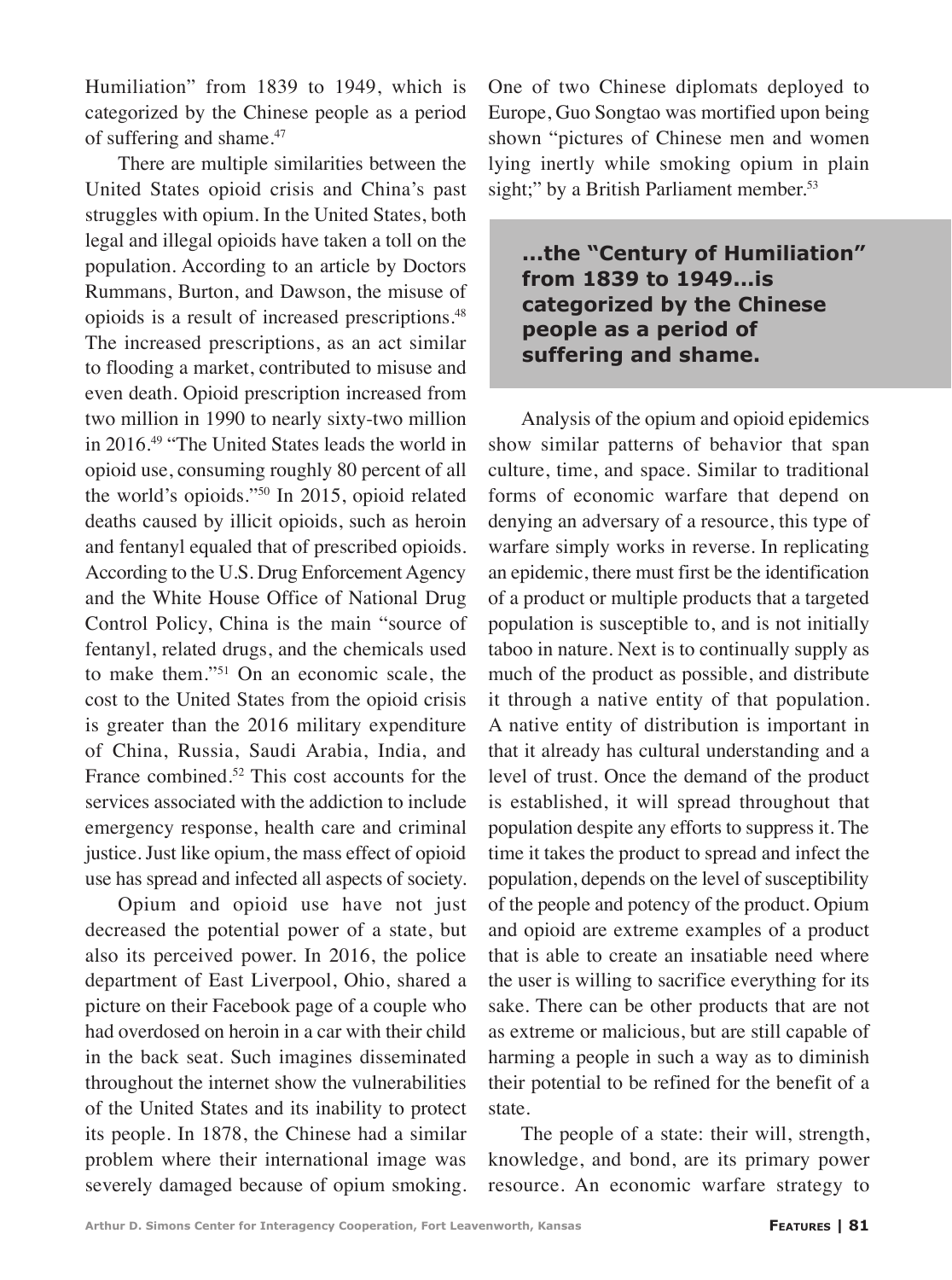Humiliation" from 1839 to 1949, which is categorized by the Chinese people as a period of suffering and shame.[47]

There are multiple similarities between the United States opioid crisis and China's past struggles with opium. In the United States, both legal and illegal opioids have taken a toll on the population. According to an article by Doctors Rummans, Burton, and Dawson, the misuse of opioids is a result of increased prescriptions.[48] The increased prescriptions, as an act similar to flooding a market, contributed to misuse and even death. Opioid prescription increased from two million in 1990 to nearly sixty-two million in 2016.[49] "The United States leads the world in opioid use, consuming roughly 80 percent of all the world's opioids."[50] In 2015, opioid related deaths caused by illicit opioids, such as heroin and fentanyl equaled that of prescribed opioids. According to the U.S. Drug Enforcement Agency and the White House Office of National Drug Control Policy, China is the main "source of fentanyl, related drugs, and the chemicals used to make them."[51] On an economic scale, the cost to the United States from the opioid crisis is greater than the 2016 military expenditure of China, Russia, Saudi Arabia, India, and France combined.[52] This cost accounts for the services associated with the addiction to include emergency response, health care and criminal justice. Just like opium, the mass effect of opioid use has spread and infected all aspects of society.

Opium and opioid use have not just decreased the potential power of a state, but also its perceived power. In 2016, the police department of East Liverpool, Ohio, shared a picture on their Facebook page of a couple who had overdosed on heroin in a car with their child in the back seat. Such imagines disseminated throughout the internet show the vulnerabilities of the United States and its inability to protect its people. In 1878, the Chinese had a similar problem where their international image was severely damaged because of opium smoking. One of two Chinese diplomats deployed to Europe, Guo Songtao was mortified upon being shown "pictures of Chinese men and women lying inertly while smoking opium in plain sight;" by a British Parliament member.[53]

> **...the "Century of Humiliation" from 1839 to 1949...is categorized by the Chinese people as a period of suffering and shame.**

Analysis of the opium and opioid epidemics show similar patterns of behavior that span culture, time, and space. Similar to traditional forms of economic warfare that depend on denying an adversary of a resource, this type of warfare simply works in reverse. In replicating an epidemic, there must first be the identification of a product or multiple products that a targeted population is susceptible to, and is not initially taboo in nature. Next is to continually supply as much of the product as possible, and distribute it through a native entity of that population. A native entity of distribution is important in that it already has cultural understanding and a level of trust. Once the demand of the product is established, it will spread throughout that population despite any efforts to suppress it. The time it takes the product to spread and infect the population, depends on the level of susceptibility of the people and potency of the product. Opium and opioid are extreme examples of a product that is able to create an insatiable need where the user is willing to sacrifice everything for its sake. There can be other products that are not as extreme or malicious, but are still capable of harming a people in such a way as to diminish their potential to be refined for the benefit of a state.

The people of a state: their will, strength, knowledge, and bond, are its primary power resource. An economic warfare strategy to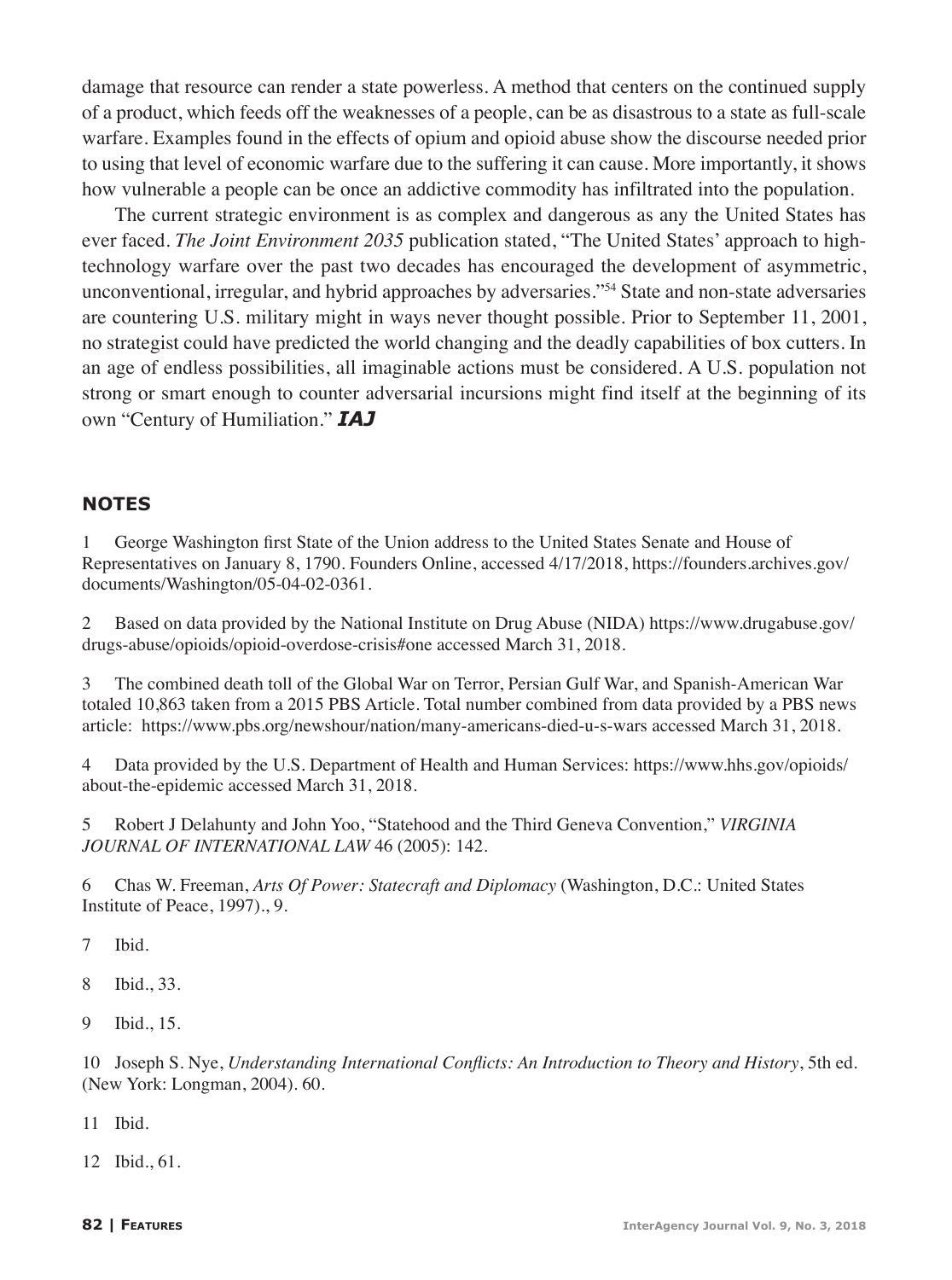damage that resource can render a state powerless. A method that centers on the continued supply of a product, which feeds off the weaknesses of a people, can be as disastrous to a state as full-scale warfare. Examples found in the effects of opium and opioid abuse show the discourse needed prior to using that level of economic warfare due to the suffering it can cause. More importantly, it shows how vulnerable a people can be once an addictive commodity has infiltrated into the population.

The current strategic environment is as complex and dangerous as any the United States has ever faced. *The Joint Environment 2035* publication stated, "The United States' approach to high-technology warfare over the past two decades has encouraged the development of asymmetric, unconventional, irregular, and hybrid approaches by adversaries."[54] State and non-state adversaries are countering U.S. military might in ways never thought possible. Prior to September 11, 2001, no strategist could have predicted the world changing and the deadly capabilities of box cutters. In an age of endless possibilities, all imaginable actions must be considered. A U.S. population not strong or smart enough to counter adversarial incursions might find itself at the beginning of its own "Century of Humiliation." ***IAJ***

## NOTES

1 George Washington first State of the Union address to the United States Senate and House of Representatives on January 8, 1790. Founders Online, accessed 4/17/2018, https://founders.archives.gov/documents/Washington/05-04-02-0361.

2 Based on data provided by the National Institute on Drug Abuse (NIDA) https://www.drugabuse.gov/drugs-abuse/opioids/opioid-overdose-crisis#one accessed March 31, 2018.

3 The combined death toll of the Global War on Terror, Persian Gulf War, and Spanish-American War totaled 10,863 taken from a 2015 PBS Article. Total number combined from data provided by a PBS news article: https://www.pbs.org/newshour/nation/many-americans-died-u-s-wars accessed March 31, 2018.

4 Data provided by the U.S. Department of Health and Human Services: https://www.hhs.gov/opioids/about-the-epidemic accessed March 31, 2018.

5 Robert J Delahunty and John Yoo, "Statehood and the Third Geneva Convention," *VIRGINIA JOURNAL OF INTERNATIONAL LAW* 46 (2005): 142.

6 Chas W. Freeman, *Arts Of Power: Statecraft and Diplomacy* (Washington, D.C.: United States Institute of Peace, 1997)., 9.

7 Ibid.

8 Ibid., 33.

9 Ibid., 15.

10 Joseph S. Nye, *Understanding International Conflicts: An Introduction to Theory and History*, 5th ed. (New York: Longman, 2004). 60.

11 Ibid.

12 Ibid., 61.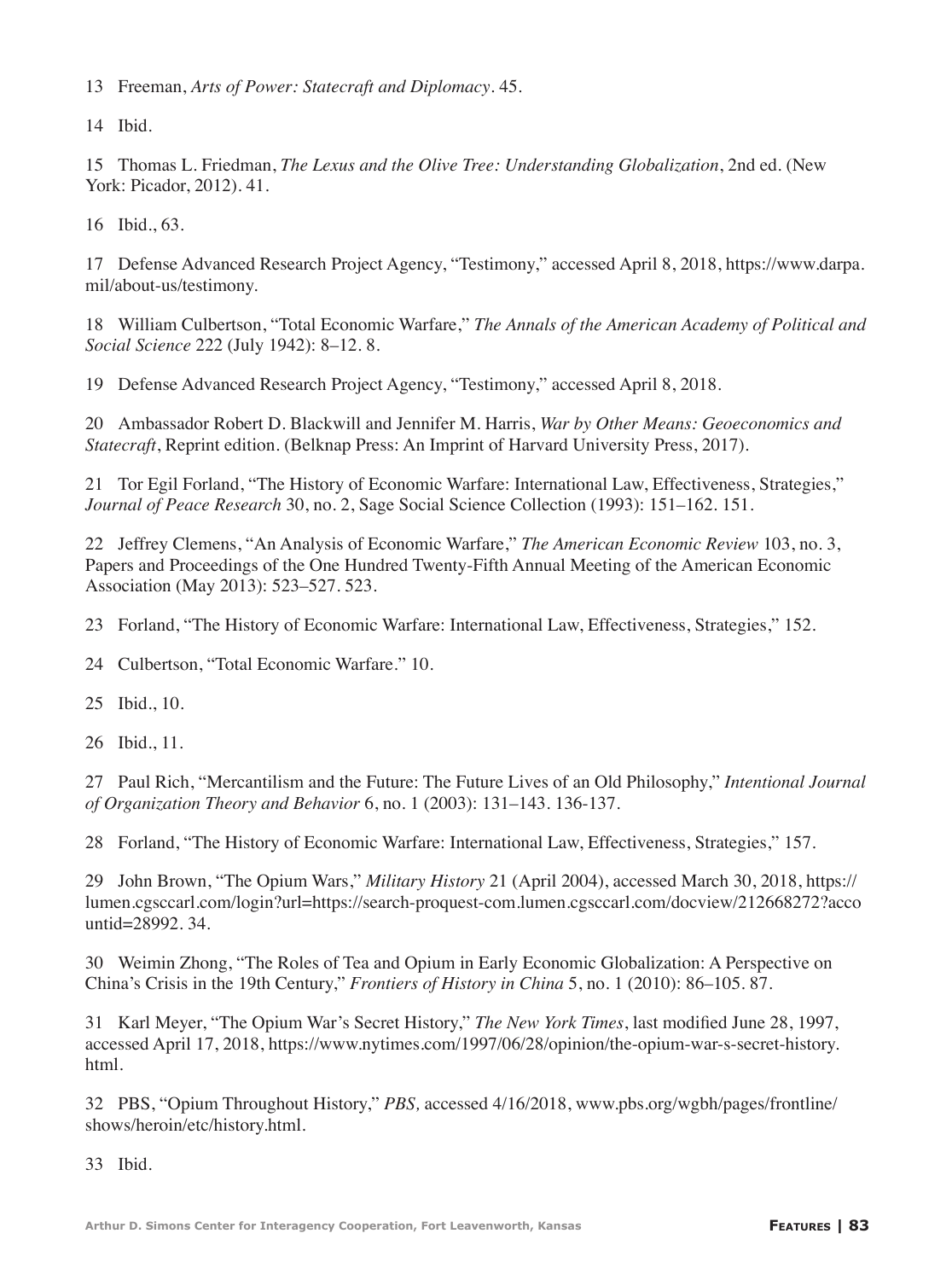13 Freeman, *Arts of Power: Statecraft and Diplomacy*. 45.

14 Ibid.

15 Thomas L. Friedman, *The Lexus and the Olive Tree: Understanding Globalization*, 2nd ed. (New York: Picador, 2012). 41.

16 Ibid., 63.

17 Defense Advanced Research Project Agency, "Testimony," accessed April 8, 2018, https://www.darpa.mil/about-us/testimony.

18 William Culbertson, "Total Economic Warfare," *The Annals of the American Academy of Political and Social Science* 222 (July 1942): 8–12. 8.

19 Defense Advanced Research Project Agency, "Testimony," accessed April 8, 2018.

20 Ambassador Robert D. Blackwill and Jennifer M. Harris, *War by Other Means: Geoeconomics and Statecraft*, Reprint edition. (Belknap Press: An Imprint of Harvard University Press, 2017).

21 Tor Egil Forland, "The History of Economic Warfare: International Law, Effectiveness, Strategies," *Journal of Peace Research* 30, no. 2, Sage Social Science Collection (1993): 151–162. 151.

22 Jeffrey Clemens, "An Analysis of Economic Warfare," *The American Economic Review* 103, no. 3, Papers and Proceedings of the One Hundred Twenty-Fifth Annual Meeting of the American Economic Association (May 2013): 523–527. 523.

23 Forland, "The History of Economic Warfare: International Law, Effectiveness, Strategies," 152.

24 Culbertson, "Total Economic Warfare." 10.

25 Ibid., 10.

26 Ibid., 11.

27 Paul Rich, "Mercantilism and the Future: The Future Lives of an Old Philosophy," *Intentional Journal of Organization Theory and Behavior* 6, no. 1 (2003): 131–143. 136-137.

28 Forland, "The History of Economic Warfare: International Law, Effectiveness, Strategies," 157.

29 John Brown, "The Opium Wars," *Military History* 21 (April 2004), accessed March 30, 2018, https://lumen.cgsccarl.com/login?url=https://search-proquest-com.lumen.cgsccarl.com/docview/212668272?accountid=28992. 34.

30 Weimin Zhong, "The Roles of Tea and Opium in Early Economic Globalization: A Perspective on China's Crisis in the 19th Century," *Frontiers of History in China* 5, no. 1 (2010): 86–105. 87.

31 Karl Meyer, "The Opium War's Secret History," *The New York Times*, last modified June 28, 1997, accessed April 17, 2018, https://www.nytimes.com/1997/06/28/opinion/the-opium-war-s-secret-history.html.

32 PBS, "Opium Throughout History," *PBS,* accessed 4/16/2018, www.pbs.org/wgbh/pages/frontline/shows/heroin/etc/history.html.

33 Ibid.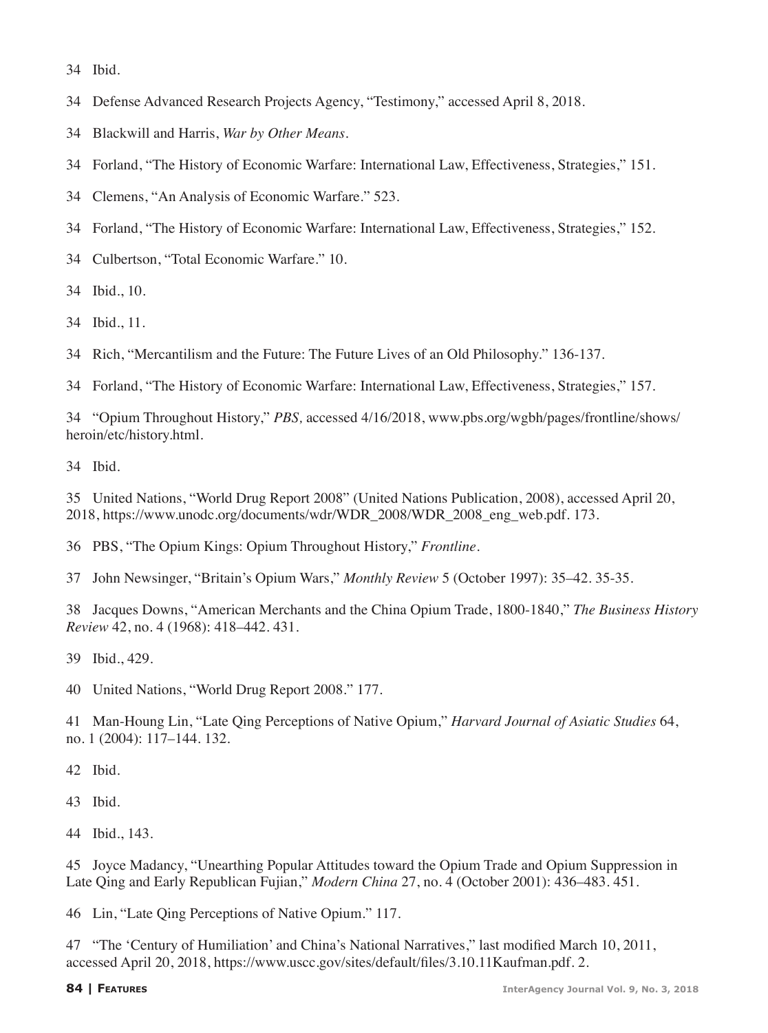34 Ibid.

34 Defense Advanced Research Projects Agency, "Testimony," accessed April 8, 2018.

34 Blackwill and Harris, *War by Other Means*.

34 Forland, "The History of Economic Warfare: International Law, Effectiveness, Strategies," 151.

34 Clemens, "An Analysis of Economic Warfare." 523.

34 Forland, "The History of Economic Warfare: International Law, Effectiveness, Strategies," 152.

34 Culbertson, "Total Economic Warfare." 10.

34 Ibid., 10.

34 Ibid., 11.

34 Rich, "Mercantilism and the Future: The Future Lives of an Old Philosophy." 136-137.

34 Forland, "The History of Economic Warfare: International Law, Effectiveness, Strategies," 157.

34 "Opium Throughout History," *PBS,* accessed 4/16/2018, www.pbs.org/wgbh/pages/frontline/shows/heroin/etc/history.html.

34 Ibid.

35 United Nations, "World Drug Report 2008" (United Nations Publication, 2008), accessed April 20, 2018, https://www.unodc.org/documents/wdr/WDR_2008/WDR_2008_eng_web.pdf. 173.

36 PBS, "The Opium Kings: Opium Throughout History," *Frontline*.

37 John Newsinger, "Britain's Opium Wars," *Monthly Review* 5 (October 1997): 35–42. 35-35.

38 Jacques Downs, "American Merchants and the China Opium Trade, 1800-1840," *The Business History Review* 42, no. 4 (1968): 418–442. 431.

39 Ibid., 429.

40 United Nations, "World Drug Report 2008." 177.

41 Man-Houng Lin, "Late Qing Perceptions of Native Opium," *Harvard Journal of Asiatic Studies* 64, no. 1 (2004): 117–144. 132.

42 Ibid.

43 Ibid.

44 Ibid., 143.

45 Joyce Madancy, "Unearthing Popular Attitudes toward the Opium Trade and Opium Suppression in Late Qing and Early Republican Fujian," *Modern China* 27, no. 4 (October 2001): 436–483. 451.

46 Lin, "Late Qing Perceptions of Native Opium." 117.

47 "The 'Century of Humiliation' and China's National Narratives," last modified March 10, 2011, accessed April 20, 2018, https://www.uscc.gov/sites/default/files/3.10.11Kaufman.pdf. 2.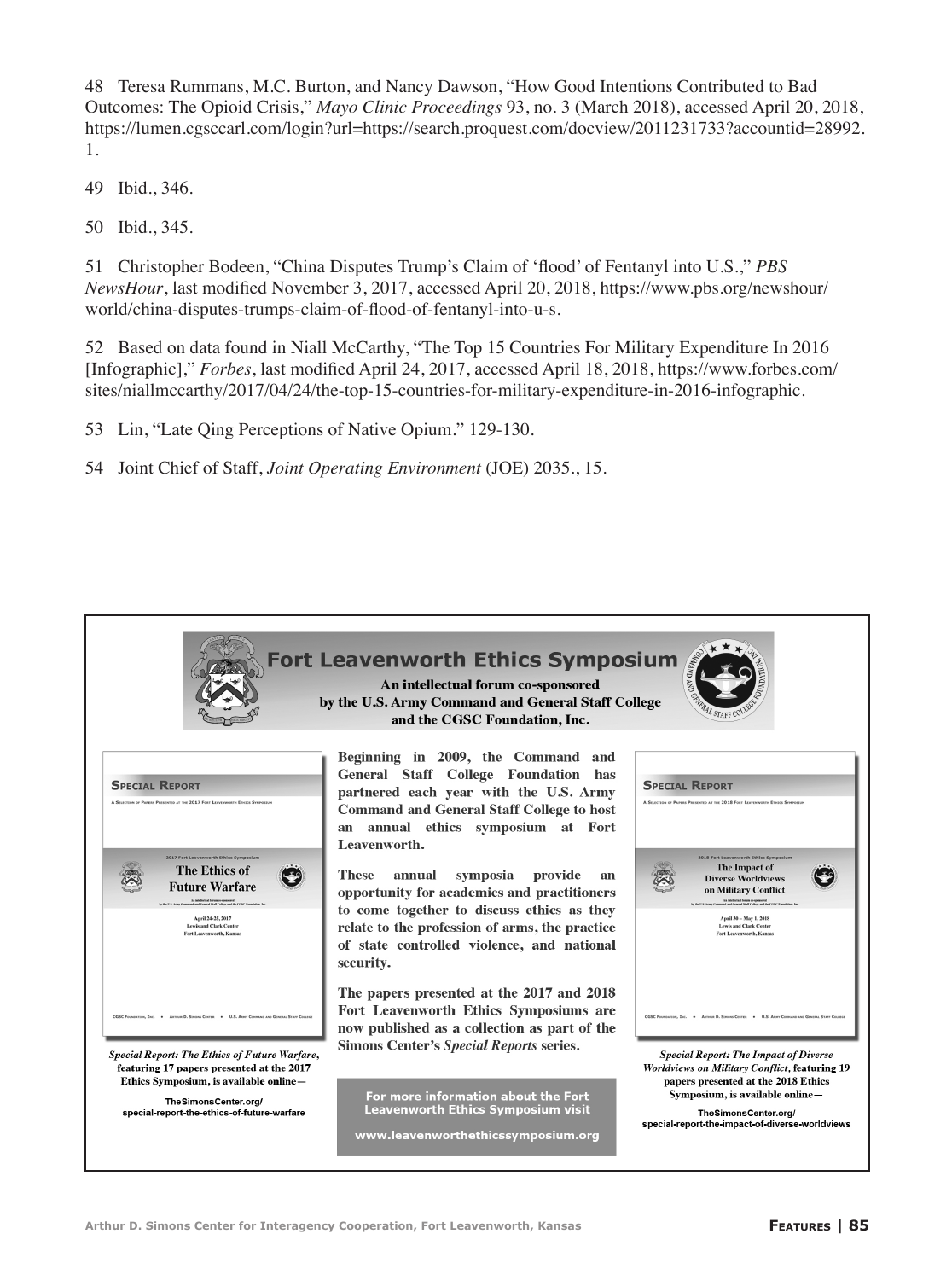48 Teresa Rummans, M.C. Burton, and Nancy Dawson, "How Good Intentions Contributed to Bad Outcomes: The Opioid Crisis," *Mayo Clinic Proceedings* 93, no. 3 (March 2018), accessed April 20, 2018, https://lumen.cgsccarl.com/login?url=https://search.proquest.com/docview/2011231733?accountid=28992.1.

49 Ibid., 346.

50 Ibid., 345.

51 Christopher Bodeen, "China Disputes Trump's Claim of 'flood' of Fentanyl into U.S.," *PBS NewsHour*, last modified November 3, 2017, accessed April 20, 2018, https://www.pbs.org/newshour/world/china-disputes-trumps-claim-of-flood-of-fentanyl-into-u-s.

52 Based on data found in Niall McCarthy, "The Top 15 Countries For Military Expenditure In 2016 [Infographic]," *Forbes*, last modified April 24, 2017, accessed April 18, 2018, https://www.forbes.com/sites/niallmccarthy/2017/04/24/the-top-15-countries-for-military-expenditure-in-2016-infographic.

53 Lin, "Late Qing Perceptions of Native Opium." 129-130.

54 Joint Chief of Staff, *Joint Operating Environment* (JOE) 2035., 15.

## Fort Leavenworth Ethics Symposium

**An intellectual forum co-sponsored by the U.S. Army Command and General Staff College and the CGSC Foundation, Inc.**

**Beginning in 2009, the Command and General Staff College Foundation has partnered each year with the U.S. Army Command and General Staff College to host an annual ethics symposium at Fort Leavenworth.**

**These annual symposia provide an opportunity for academics and practitioners to come together to discuss ethics as they relate to the profession of arms, the practice of state controlled violence, and national security.**

**The papers presented at the 2017 and 2018 Fort Leavenworth Ethics Symposiums are now published as a collection as part of the Simons Center's *Special Reports* series.**

**SPECIAL REPORT**

A Selection of Papers Presented at the 2017 Fort Leavenworth Ethics Symposium

2017 Fort Leavenworth Ethics Symposium

**The Ethics of Future Warfare**

An intellectual forum co-sponsored by the U.S. Army Command and General Staff College and the CGSC Foundation, Inc.

April 24-25, 2017
Lewis and Clark Center
Fort Leavenworth, Kansas

CGSC Foundation, Inc. • Arthur D. Simons Center • U.S. Army Command and General Staff College

***Special Report: The Ethics of Future Warfare*, featuring 17 papers presented at the 2017 Ethics Symposium, is available online—**

**TheSimonsCenter.org/special-report-the-ethics-of-future-warfare**

**SPECIAL REPORT**

A Selection of Papers Presented at the 2018 Fort Leavenworth Ethics Symposium

2018 Fort Leavenworth Ethics Symposium

**The Impact of Diverse Worldviews on Military Conflict**

An intellectual forum co-sponsored by the U.S. Army Command and General Staff College and the CGSC Foundation, Inc.

April 30 – May 1, 2018
Lewis and Clark Center
Fort Leavenworth, Kansas

CGSC Foundation, Inc. • Arthur D. Simons Center • U.S. Army Command and General Staff College

***Special Report: The Impact of Diverse Worldviews on Military Conflict*, featuring 19 papers presented at the 2018 Ethics Symposium, is available online—**

**TheSimonsCenter.org/special-report-the-impact-of-diverse-worldviews**

**For more information about the Fort Leavenworth Ethics Symposium visit**

**www.leavenworthethicssymposium.org**